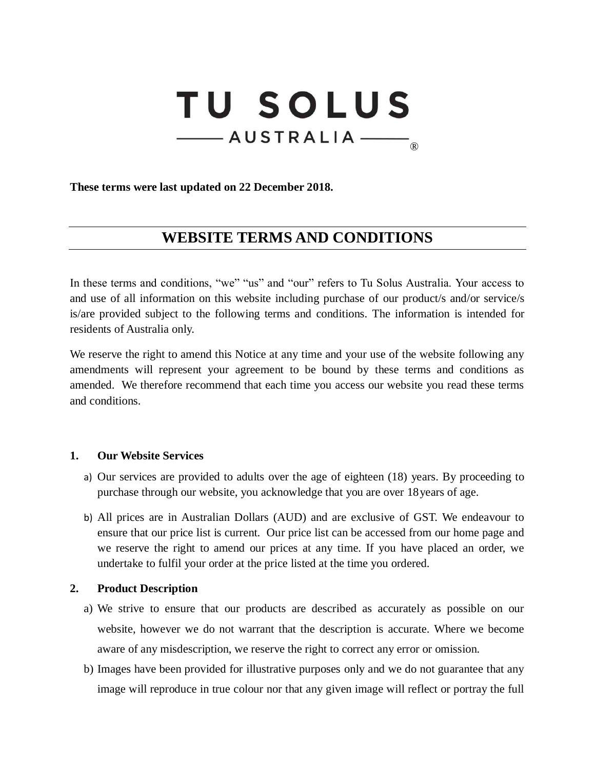# TU SOLUS

AUSTRALIA ®

**These terms were last updated on 22 December 2018.**

## WEBSITE TERMS AND CONDITIONS

In these terms and conditions, "we" "us" and "our" refers to Tu Solus Australia. Your access to and use of all information on this website including purchase of our product/s and/or service/s is/are provided subject to the following terms and conditions. The information is intended for residents of Australia only.

We reserve the right to amend this Notice at any time and your use of the website following any amendments will represent your agreement to be bound by these terms and conditions as amended. We therefore recommend that each time you access our website you read these terms and conditions.

### 1. Our Website Services

a) Our services are provided to adults over the age of eighteen (18) years. By proceeding to purchase through our website, you acknowledge that you are over 18 years of age.

b) All prices are in Australian Dollars (AUD) and are exclusive of GST. We endeavour to ensure that our price list is current. Our price list can be accessed from our home page and we reserve the right to amend our prices at any time. If you have placed an order, we undertake to fulfil your order at the price listed at the time you ordered.

### 2. Product Description

a) We strive to ensure that our products are described as accurately as possible on our website, however we do not warrant that the description is accurate. Where we become aware of any misdescription, we reserve the right to correct any error or omission.

b) Images have been provided for illustrative purposes only and we do not guarantee that any image will reproduce in true colour nor that any given image will reflect or portray the full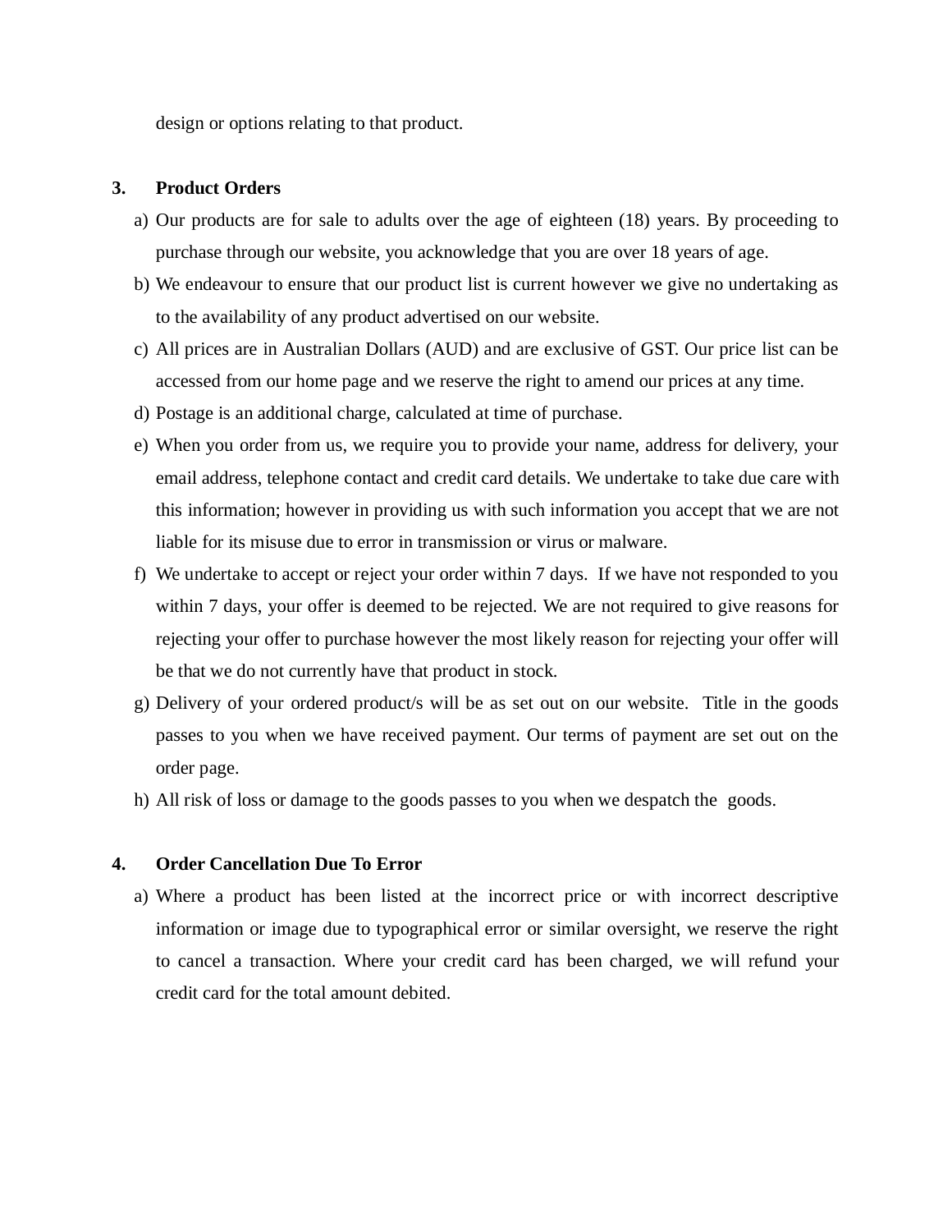design or options relating to that product.

**3. Product Orders**

a) Our products are for sale to adults over the age of eighteen (18) years. By proceeding to purchase through our website, you acknowledge that you are over 18 years of age.

b) We endeavour to ensure that our product list is current however we give no undertaking as to the availability of any product advertised on our website.

c) All prices are in Australian Dollars (AUD) and are exclusive of GST. Our price list can be accessed from our home page and we reserve the right to amend our prices at any time.

d) Postage is an additional charge, calculated at time of purchase.

e) When you order from us, we require you to provide your name, address for delivery, your email address, telephone contact and credit card details. We undertake to take due care with this information; however in providing us with such information you accept that we are not liable for its misuse due to error in transmission or virus or malware.

f) We undertake to accept or reject your order within 7 days. If we have not responded to you within 7 days, your offer is deemed to be rejected. We are not required to give reasons for rejecting your offer to purchase however the most likely reason for rejecting your offer will be that we do not currently have that product in stock.

g) Delivery of your ordered product/s will be as set out on our website. Title in the goods passes to you when we have received payment. Our terms of payment are set out on the order page.

h) All risk of loss or damage to the goods passes to you when we despatch the goods.

**4. Order Cancellation Due To Error**

a) Where a product has been listed at the incorrect price or with incorrect descriptive information or image due to typographical error or similar oversight, we reserve the right to cancel a transaction. Where your credit card has been charged, we will refund your credit card for the total amount debited.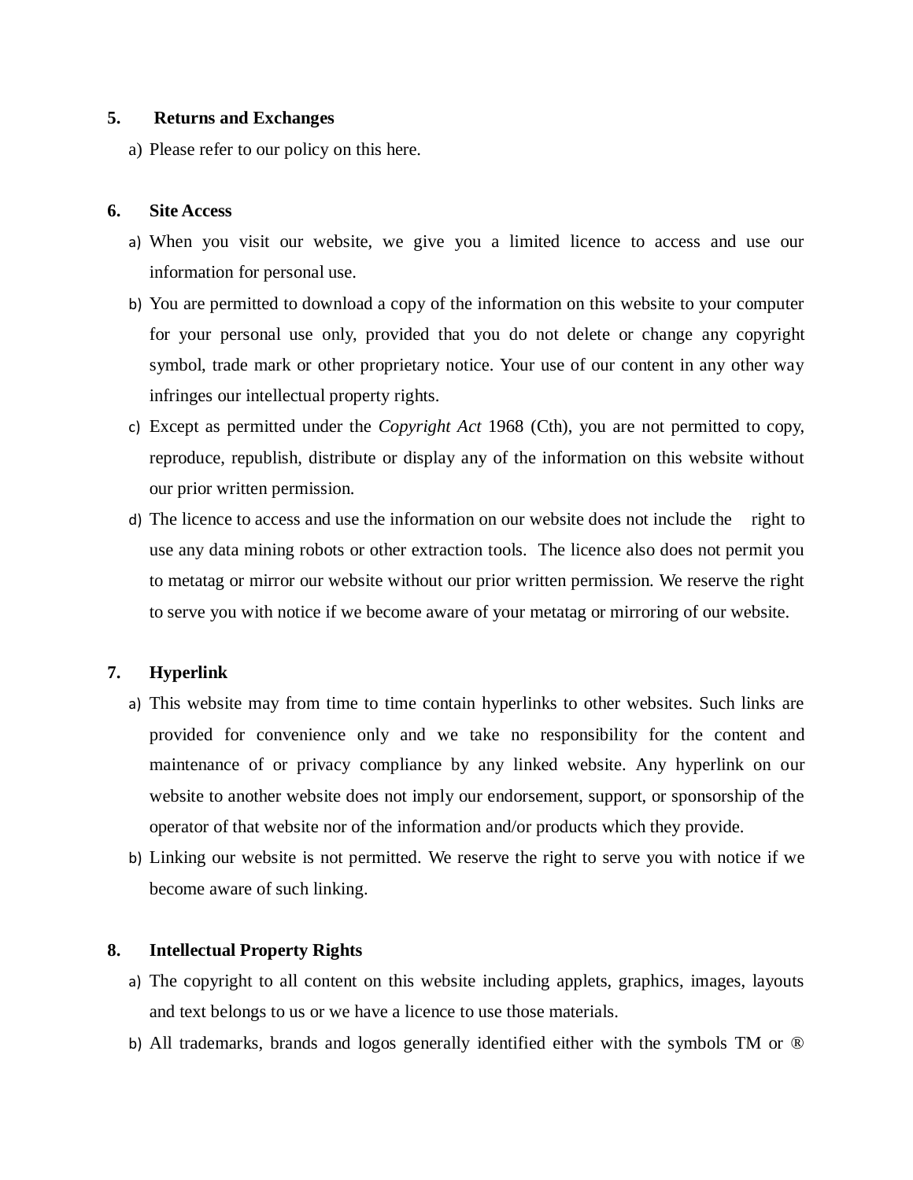**5. Returns and Exchanges**

a) Please refer to our policy on this here.

**6. Site Access**

a) When you visit our website, we give you a limited licence to access and use our information for personal use.

b) You are permitted to download a copy of the information on this website to your computer for your personal use only, provided that you do not delete or change any copyright symbol, trade mark or other proprietary notice. Your use of our content in any other way infringes our intellectual property rights.

c) Except as permitted under the *Copyright Act* 1968 (Cth), you are not permitted to copy, reproduce, republish, distribute or display any of the information on this website without our prior written permission.

d) The licence to access and use the information on our website does not include the right to use any data mining robots or other extraction tools. The licence also does not permit you to metatag or mirror our website without our prior written permission. We reserve the right to serve you with notice if we become aware of your metatag or mirroring of our website.

**7. Hyperlink**

a) This website may from time to time contain hyperlinks to other websites. Such links are provided for convenience only and we take no responsibility for the content and maintenance of or privacy compliance by any linked website. Any hyperlink on our website to another website does not imply our endorsement, support, or sponsorship of the operator of that website nor of the information and/or products which they provide.

b) Linking our website is not permitted. We reserve the right to serve you with notice if we become aware of such linking.

**8. Intellectual Property Rights**

a) The copyright to all content on this website including applets, graphics, images, layouts and text belongs to us or we have a licence to use those materials.

b) All trademarks, brands and logos generally identified either with the symbols TM or ®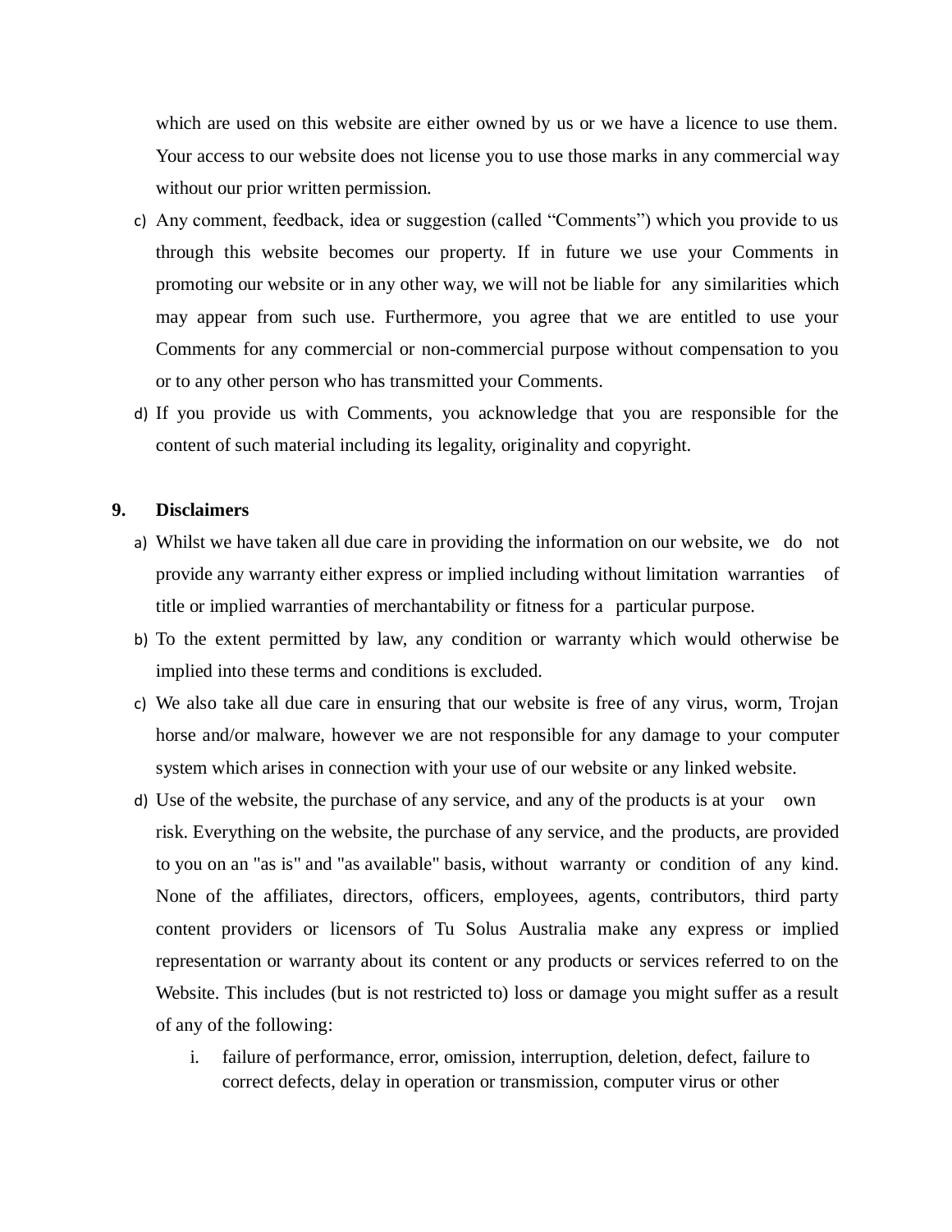which are used on this website are either owned by us or we have a licence to use them. Your access to our website does not license you to use those marks in any commercial way without our prior written permission.

c) Any comment, feedback, idea or suggestion (called "Comments") which you provide to us through this website becomes our property. If in future we use your Comments in promoting our website or in any other way, we will not be liable for any similarities which may appear from such use. Furthermore, you agree that we are entitled to use your Comments for any commercial or non-commercial purpose without compensation to you or to any other person who has transmitted your Comments.
d) If you provide us with Comments, you acknowledge that you are responsible for the content of such material including its legality, originality and copyright.

## 9. Disclaimers

a) Whilst we have taken all due care in providing the information on our website, we do not provide any warranty either express or implied including without limitation warranties of title or implied warranties of merchantability or fitness for a particular purpose.
b) To the extent permitted by law, any condition or warranty which would otherwise be implied into these terms and conditions is excluded.
c) We also take all due care in ensuring that our website is free of any virus, worm, Trojan horse and/or malware, however we are not responsible for any damage to your computer system which arises in connection with your use of our website or any linked website.
d) Use of the website, the purchase of any service, and any of the products is at your own risk. Everything on the website, the purchase of any service, and the products, are provided to you on an "as is" and "as available" basis, without warranty or condition of any kind. None of the affiliates, directors, officers, employees, agents, contributors, third party content providers or licensors of Tu Solus Australia make any express or implied representation or warranty about its content or any products or services referred to on the Website. This includes (but is not restricted to) loss or damage you might suffer as a result of any of the following:
    i. failure of performance, error, omission, interruption, deletion, defect, failure to correct defects, delay in operation or transmission, computer virus or other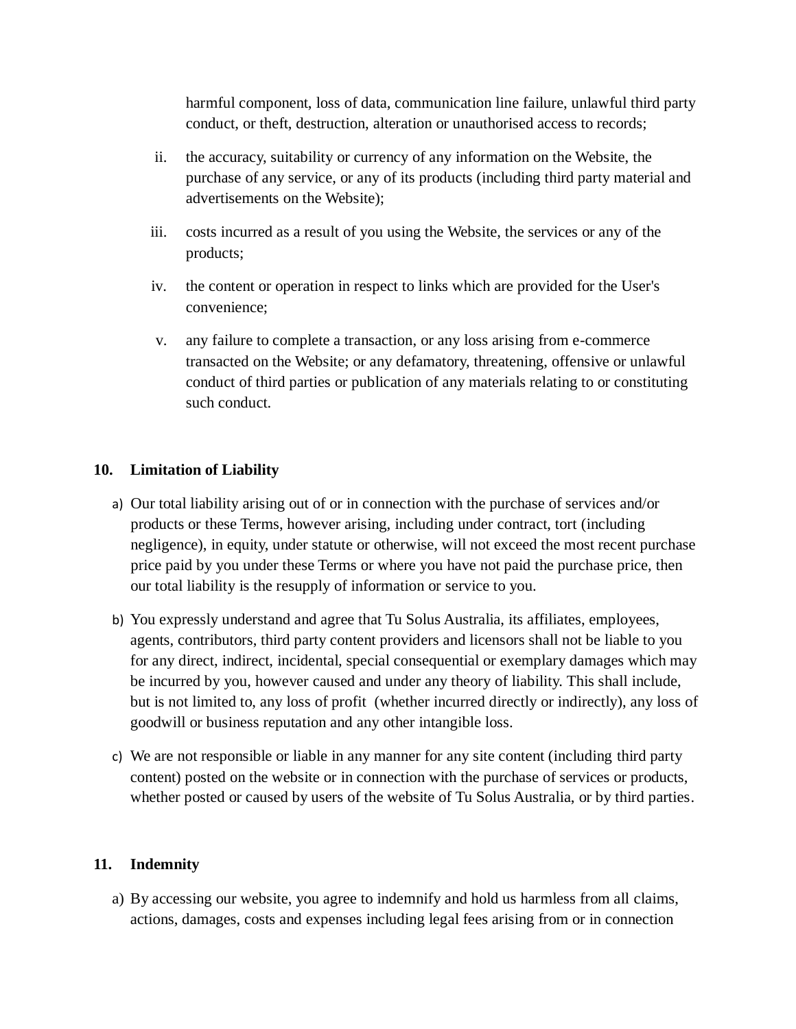harmful component, loss of data, communication line failure, unlawful third party conduct, or theft, destruction, alteration or unauthorised access to records;

ii. the accuracy, suitability or currency of any information on the Website, the purchase of any service, or any of its products (including third party material and advertisements on the Website);

iii. costs incurred as a result of you using the Website, the services or any of the products;

iv. the content or operation in respect to links which are provided for the User's convenience;

v. any failure to complete a transaction, or any loss arising from e-commerce transacted on the Website; or any defamatory, threatening, offensive or unlawful conduct of third parties or publication of any materials relating to or constituting such conduct.

## 10. Limitation of Liability

a) Our total liability arising out of or in connection with the purchase of services and/or products or these Terms, however arising, including under contract, tort (including negligence), in equity, under statute or otherwise, will not exceed the most recent purchase price paid by you under these Terms or where you have not paid the purchase price, then our total liability is the resupply of information or service to you.

b) You expressly understand and agree that Tu Solus Australia, its affiliates, employees, agents, contributors, third party content providers and licensors shall not be liable to you for any direct, indirect, incidental, special consequential or exemplary damages which may be incurred by you, however caused and under any theory of liability. This shall include, but is not limited to, any loss of profit (whether incurred directly or indirectly), any loss of goodwill or business reputation and any other intangible loss.

c) We are not responsible or liable in any manner for any site content (including third party content) posted on the website or in connection with the purchase of services or products, whether posted or caused by users of the website of Tu Solus Australia, or by third parties.

## 11. Indemnity

a) By accessing our website, you agree to indemnify and hold us harmless from all claims, actions, damages, costs and expenses including legal fees arising from or in connection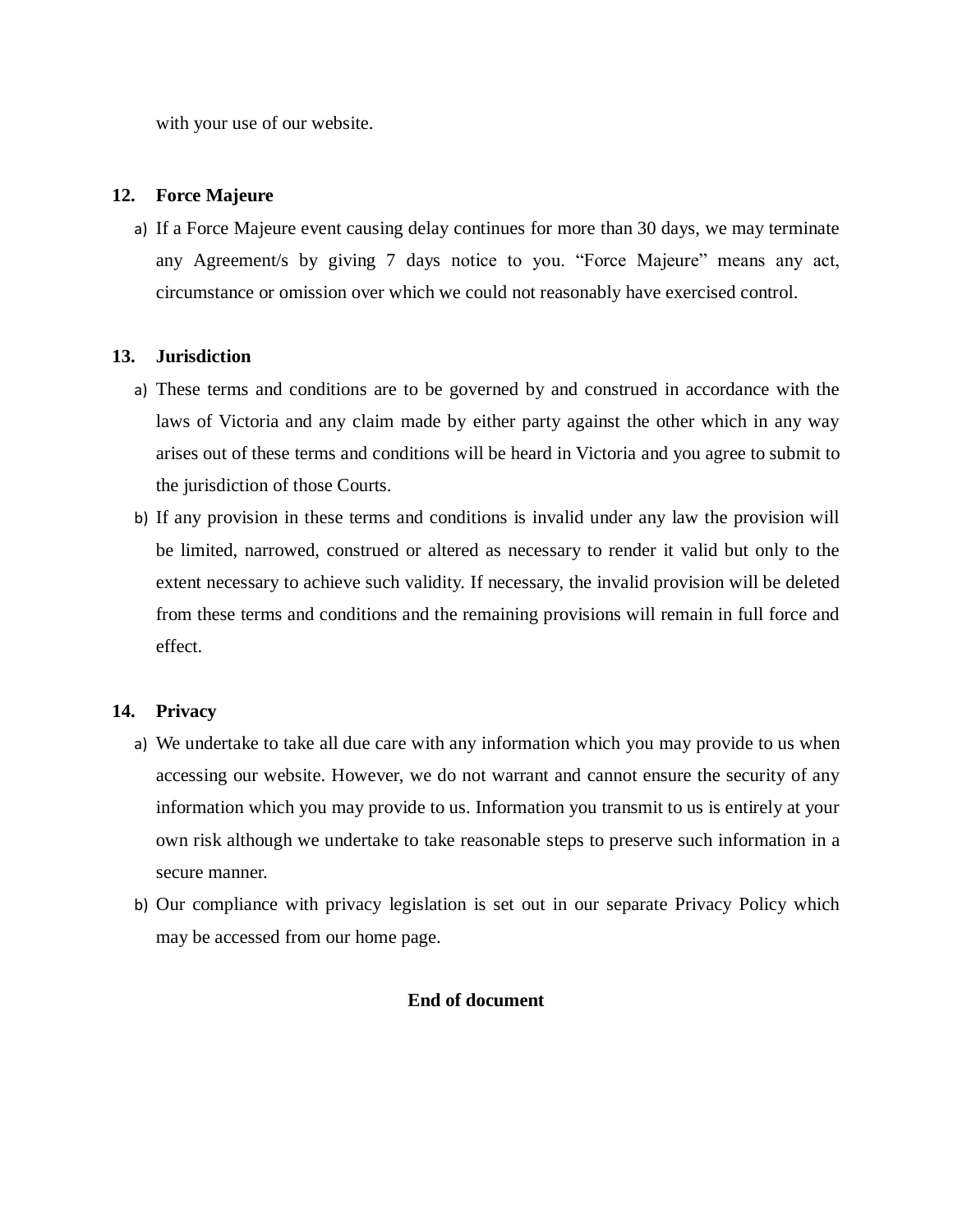with your use of our website.

**12. Force Majeure**

a) If a Force Majeure event causing delay continues for more than 30 days, we may terminate any Agreement/s by giving 7 days notice to you. "Force Majeure" means any act, circumstance or omission over which we could not reasonably have exercised control.

**13. Jurisdiction**

a) These terms and conditions are to be governed by and construed in accordance with the laws of Victoria and any claim made by either party against the other which in any way arises out of these terms and conditions will be heard in Victoria and you agree to submit to the jurisdiction of those Courts.

b) If any provision in these terms and conditions is invalid under any law the provision will be limited, narrowed, construed or altered as necessary to render it valid but only to the extent necessary to achieve such validity. If necessary, the invalid provision will be deleted from these terms and conditions and the remaining provisions will remain in full force and effect.

**14. Privacy**

a) We undertake to take all due care with any information which you may provide to us when accessing our website. However, we do not warrant and cannot ensure the security of any information which you may provide to us. Information you transmit to us is entirely at your own risk although we undertake to take reasonable steps to preserve such information in a secure manner.

b) Our compliance with privacy legislation is set out in our separate Privacy Policy which may be accessed from our home page.

**End of document**